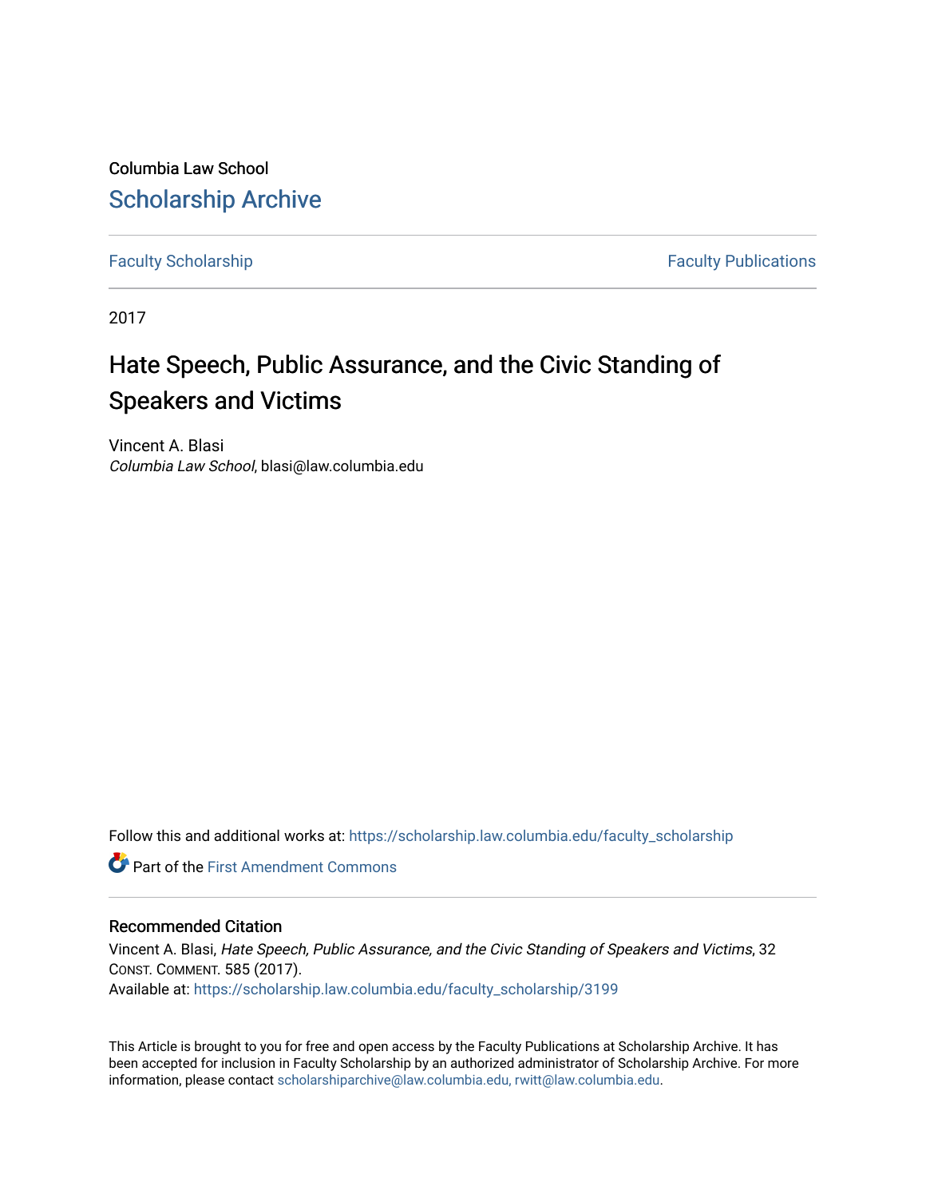Columbia Law School

# Scholarship Archive

Faculty Scholarship | Faculty Publications

2017

# Hate Speech, Public Assurance, and the Civic Standing of Speakers and Victims

Vincent A. Blasi
*Columbia Law School*, blasi@law.columbia.edu

Follow this and additional works at: https://scholarship.law.columbia.edu/faculty_scholarship

Part of the First Amendment Commons

## Recommended Citation

Vincent A. Blasi, *Hate Speech, Public Assurance, and the Civic Standing of Speakers and Victims*, 32 Const. Comment. 585 (2017).
Available at: https://scholarship.law.columbia.edu/faculty_scholarship/3199

This Article is brought to you for free and open access by the Faculty Publications at Scholarship Archive. It has been accepted for inclusion in Faculty Scholarship by an authorized administrator of Scholarship Archive. For more information, please contact scholarshiparchive@law.columbia.edu, rwitt@law.columbia.edu.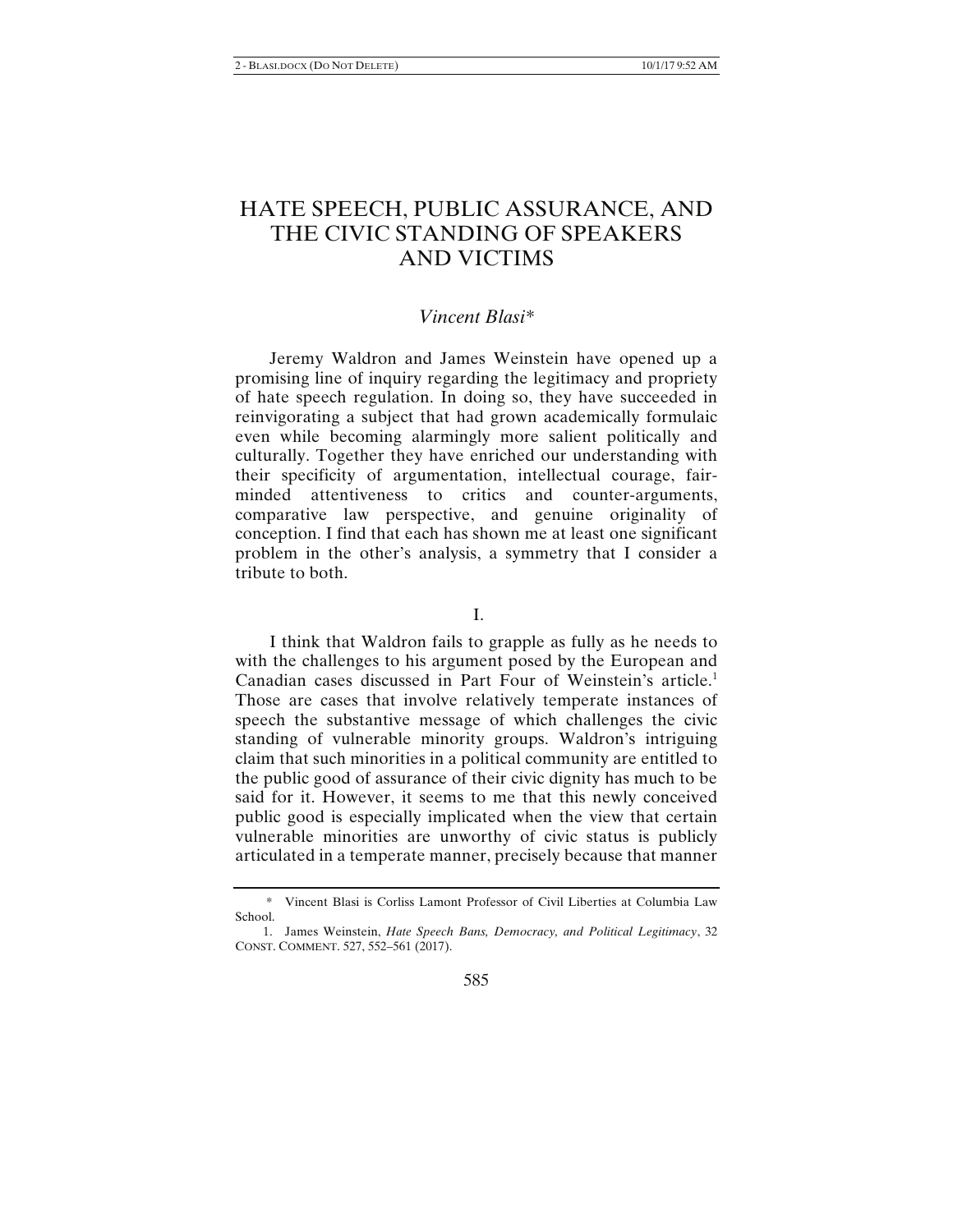# HATE SPEECH, PUBLIC ASSURANCE, AND THE CIVIC STANDING OF SPEAKERS AND VICTIMS

*Vincent Blasi\**

Jeremy Waldron and James Weinstein have opened up a promising line of inquiry regarding the legitimacy and propriety of hate speech regulation. In doing so, they have succeeded in reinvigorating a subject that had grown academically formulaic even while becoming alarmingly more salient politically and culturally. Together they have enriched our understanding with their specificity of argumentation, intellectual courage, fair-minded attentiveness to critics and counter-arguments, comparative law perspective, and genuine originality of conception. I find that each has shown me at least one significant problem in the other's analysis, a symmetry that I consider a tribute to both.

## I.

I think that Waldron fails to grapple as fully as he needs to with the challenges to his argument posed by the European and Canadian cases discussed in Part Four of Weinstein's article.[1] Those are cases that involve relatively temperate instances of speech the substantive message of which challenges the civic standing of vulnerable minority groups. Waldron's intriguing claim that such minorities in a political community are entitled to the public good of assurance of their civic dignity has much to be said for it. However, it seems to me that this newly conceived public good is especially implicated when the view that certain vulnerable minorities are unworthy of civic status is publicly articulated in a temperate manner, precisely because that manner

\* Vincent Blasi is Corliss Lamont Professor of Civil Liberties at Columbia Law School.

1. James Weinstein, *Hate Speech Bans, Democracy, and Political Legitimacy*, 32 CONST. COMMENT. 527, 552–561 (2017).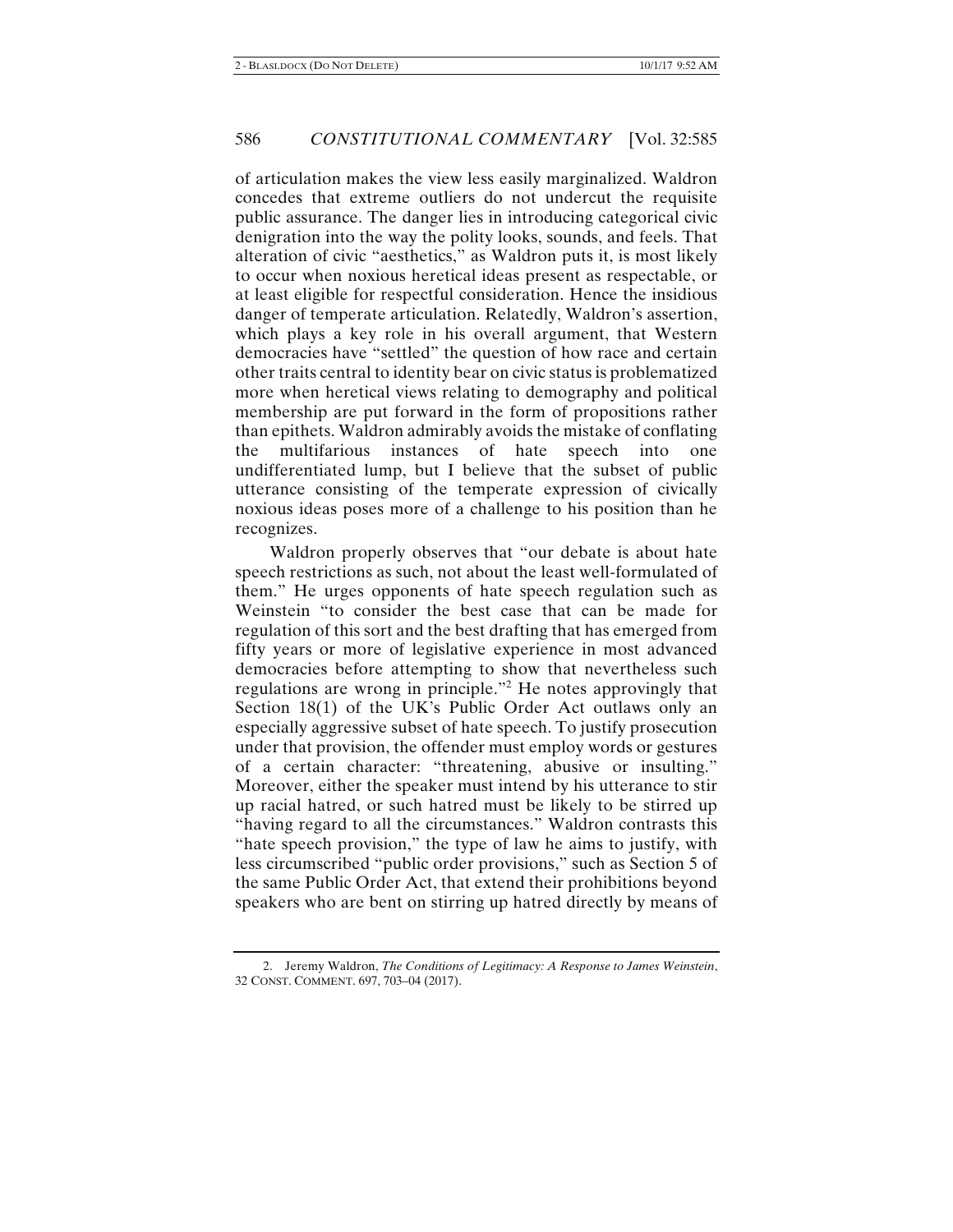of articulation makes the view less easily marginalized. Waldron concedes that extreme outliers do not undercut the requisite public assurance. The danger lies in introducing categorical civic denigration into the way the polity looks, sounds, and feels. That alteration of civic "aesthetics," as Waldron puts it, is most likely to occur when noxious heretical ideas present as respectable, or at least eligible for respectful consideration. Hence the insidious danger of temperate articulation. Relatedly, Waldron's assertion, which plays a key role in his overall argument, that Western democracies have "settled" the question of how race and certain other traits central to identity bear on civic status is problematized more when heretical views relating to demography and political membership are put forward in the form of propositions rather than epithets. Waldron admirably avoids the mistake of conflating the multifarious instances of hate speech into one undifferentiated lump, but I believe that the subset of public utterance consisting of the temperate expression of civically noxious ideas poses more of a challenge to his position than he recognizes.

Waldron properly observes that "our debate is about hate speech restrictions as such, not about the least well-formulated of them." He urges opponents of hate speech regulation such as Weinstein "to consider the best case that can be made for regulation of this sort and the best drafting that has emerged from fifty years or more of legislative experience in most advanced democracies before attempting to show that nevertheless such regulations are wrong in principle."[2] He notes approvingly that Section 18(1) of the UK's Public Order Act outlaws only an especially aggressive subset of hate speech. To justify prosecution under that provision, the offender must employ words or gestures of a certain character: "threatening, abusive or insulting." Moreover, either the speaker must intend by his utterance to stir up racial hatred, or such hatred must be likely to be stirred up "having regard to all the circumstances." Waldron contrasts this "hate speech provision," the type of law he aims to justify, with less circumscribed "public order provisions," such as Section 5 of the same Public Order Act, that extend their prohibitions beyond speakers who are bent on stirring up hatred directly by means of

2. Jeremy Waldron, *The Conditions of Legitimacy: A Response to James Weinstein*, 32 CONST. COMMENT. 697, 703–04 (2017).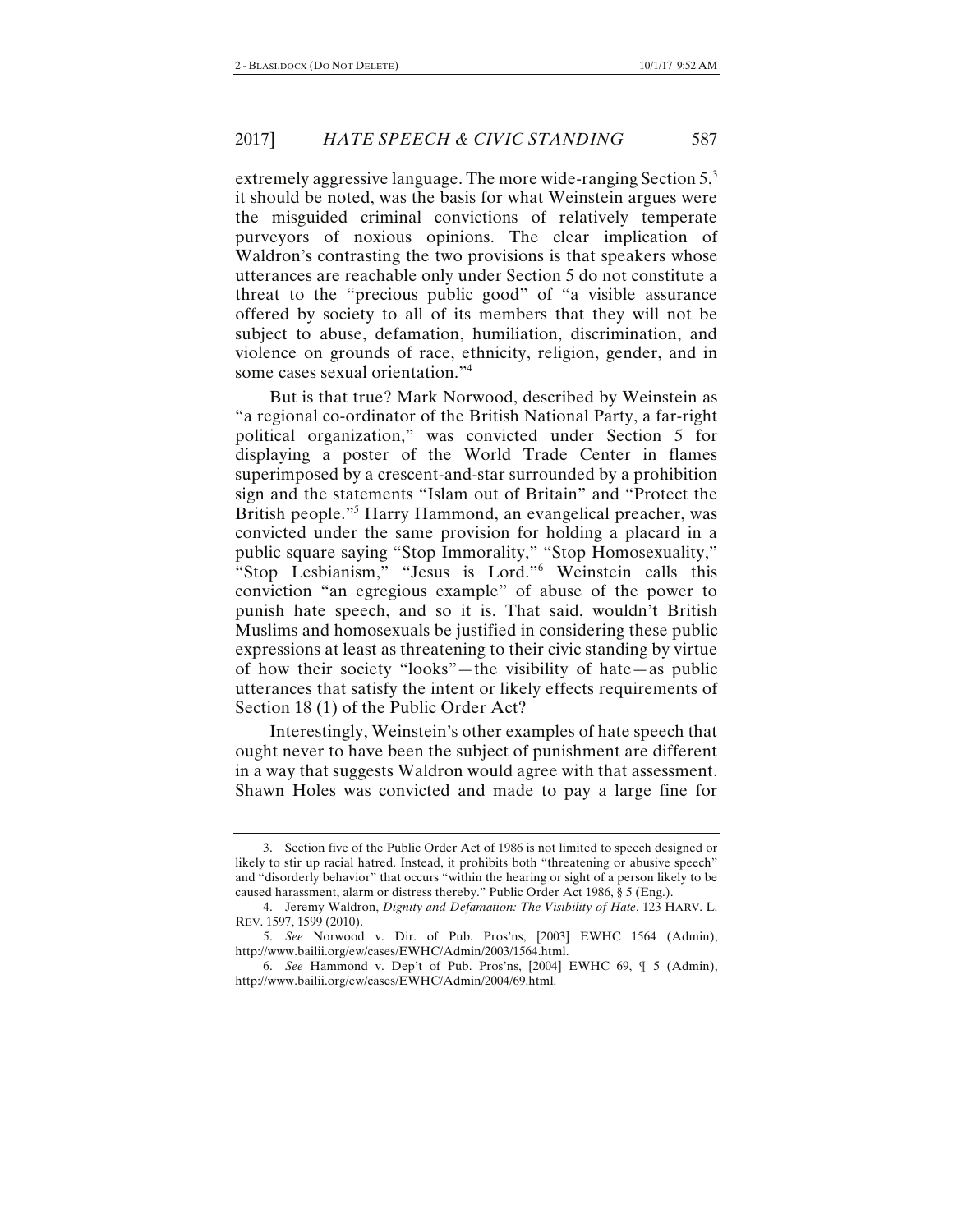extremely aggressive language. The more wide-ranging Section 5,[3] it should be noted, was the basis for what Weinstein argues were the misguided criminal convictions of relatively temperate purveyors of noxious opinions. The clear implication of Waldron's contrasting the two provisions is that speakers whose utterances are reachable only under Section 5 do not constitute a threat to the "precious public good" of "a visible assurance offered by society to all of its members that they will not be subject to abuse, defamation, humiliation, discrimination, and violence on grounds of race, ethnicity, religion, gender, and in some cases sexual orientation."[4]

But is that true? Mark Norwood, described by Weinstein as "a regional co-ordinator of the British National Party, a far-right political organization," was convicted under Section 5 for displaying a poster of the World Trade Center in flames superimposed by a crescent-and-star surrounded by a prohibition sign and the statements "Islam out of Britain" and "Protect the British people."[5] Harry Hammond, an evangelical preacher, was convicted under the same provision for holding a placard in a public square saying "Stop Immorality," "Stop Homosexuality," "Stop Lesbianism," "Jesus is Lord."[6] Weinstein calls this conviction "an egregious example" of abuse of the power to punish hate speech, and so it is. That said, wouldn't British Muslims and homosexuals be justified in considering these public expressions at least as threatening to their civic standing by virtue of how their society "looks"—the visibility of hate—as public utterances that satisfy the intent or likely effects requirements of Section 18 (1) of the Public Order Act?

Interestingly, Weinstein's other examples of hate speech that ought never to have been the subject of punishment are different in a way that suggests Waldron would agree with that assessment. Shawn Holes was convicted and made to pay a large fine for

---

3. Section five of the Public Order Act of 1986 is not limited to speech designed or likely to stir up racial hatred. Instead, it prohibits both "threatening or abusive speech" and "disorderly behavior" that occurs "within the hearing or sight of a person likely to be caused harassment, alarm or distress thereby." Public Order Act 1986, § 5 (Eng.).

4. Jeremy Waldron, *Dignity and Defamation: The Visibility of Hate*, 123 HARV. L. REV. 1597, 1599 (2010).

5. *See* Norwood v. Dir. of Pub. Pros'ns, [2003] EWHC 1564 (Admin), http://www.bailii.org/ew/cases/EWHC/Admin/2003/1564.html.

6. *See* Hammond v. Dep't of Pub. Pros'ns, [2004] EWHC 69, ¶ 5 (Admin), http://www.bailii.org/ew/cases/EWHC/Admin/2004/69.html.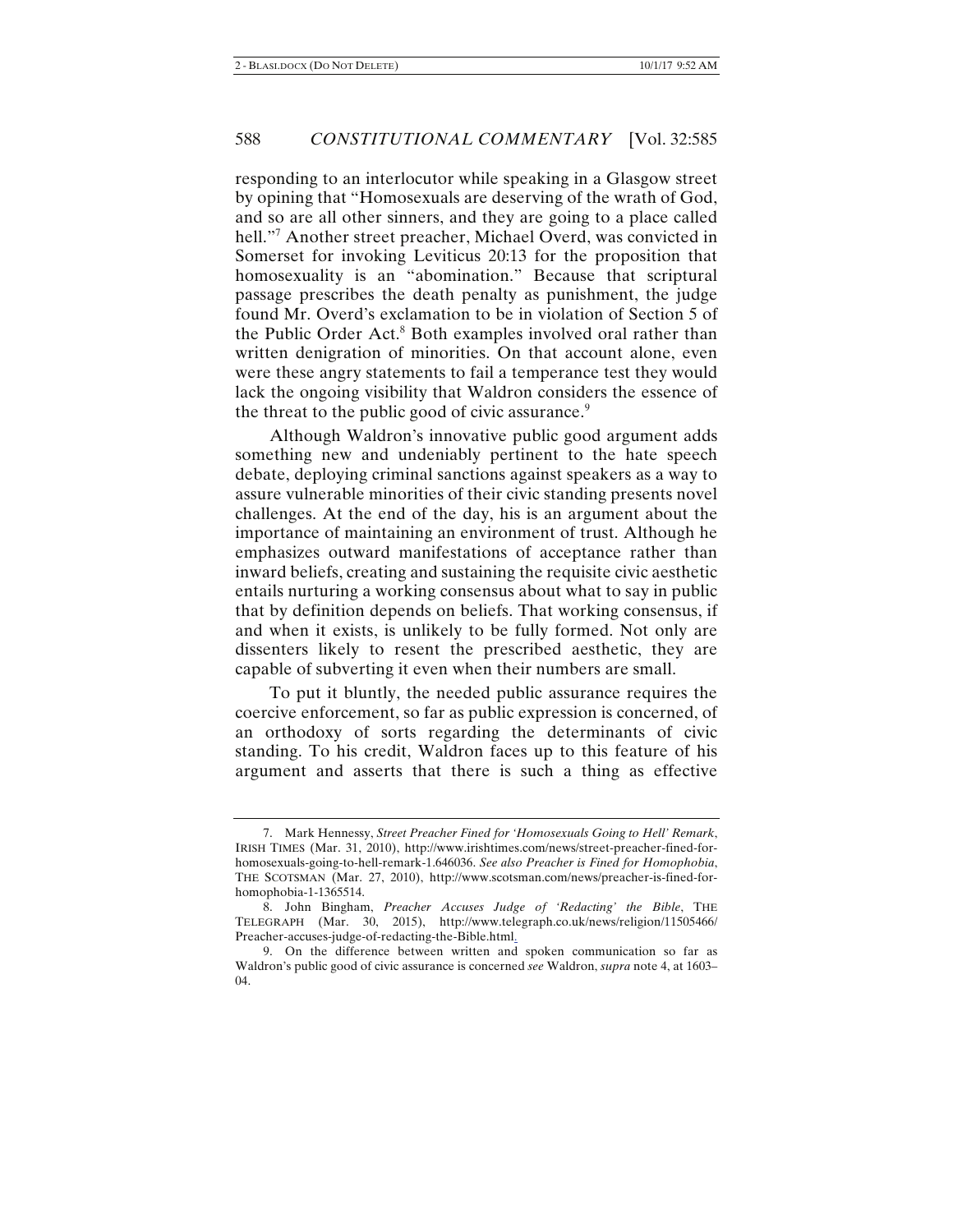responding to an interlocutor while speaking in a Glasgow street by opining that "Homosexuals are deserving of the wrath of God, and so are all other sinners, and they are going to a place called hell."[7] Another street preacher, Michael Overd, was convicted in Somerset for invoking Leviticus 20:13 for the proposition that homosexuality is an "abomination." Because that scriptural passage prescribes the death penalty as punishment, the judge found Mr. Overd's exclamation to be in violation of Section 5 of the Public Order Act.[8] Both examples involved oral rather than written denigration of minorities. On that account alone, even were these angry statements to fail a temperance test they would lack the ongoing visibility that Waldron considers the essence of the threat to the public good of civic assurance.[9]

Although Waldron's innovative public good argument adds something new and undeniably pertinent to the hate speech debate, deploying criminal sanctions against speakers as a way to assure vulnerable minorities of their civic standing presents novel challenges. At the end of the day, his is an argument about the importance of maintaining an environment of trust. Although he emphasizes outward manifestations of acceptance rather than inward beliefs, creating and sustaining the requisite civic aesthetic entails nurturing a working consensus about what to say in public that by definition depends on beliefs. That working consensus, if and when it exists, is unlikely to be fully formed. Not only are dissenters likely to resent the prescribed aesthetic, they are capable of subverting it even when their numbers are small.

To put it bluntly, the needed public assurance requires the coercive enforcement, so far as public expression is concerned, of an orthodoxy of sorts regarding the determinants of civic standing. To his credit, Waldron faces up to this feature of his argument and asserts that there is such a thing as effective

---

7. Mark Hennessy, *Street Preacher Fined for 'Homosexuals Going to Hell' Remark*, IRISH TIMES (Mar. 31, 2010), http://www.irishtimes.com/news/street-preacher-fined-for-homosexuals-going-to-hell-remark-1.646036. *See also Preacher is Fined for Homophobia*, THE SCOTSMAN (Mar. 27, 2010), http://www.scotsman.com/news/preacher-is-fined-for-homophobia-1-1365514.

8. John Bingham, *Preacher Accuses Judge of 'Redacting' the Bible*, THE TELEGRAPH (Mar. 30, 2015), http://www.telegraph.co.uk/news/religion/11505466/Preacher-accuses-judge-of-redacting-the-Bible.html.

9. On the difference between written and spoken communication so far as Waldron's public good of civic assurance is concerned *see* Waldron, *supra* note 4, at 1603–04.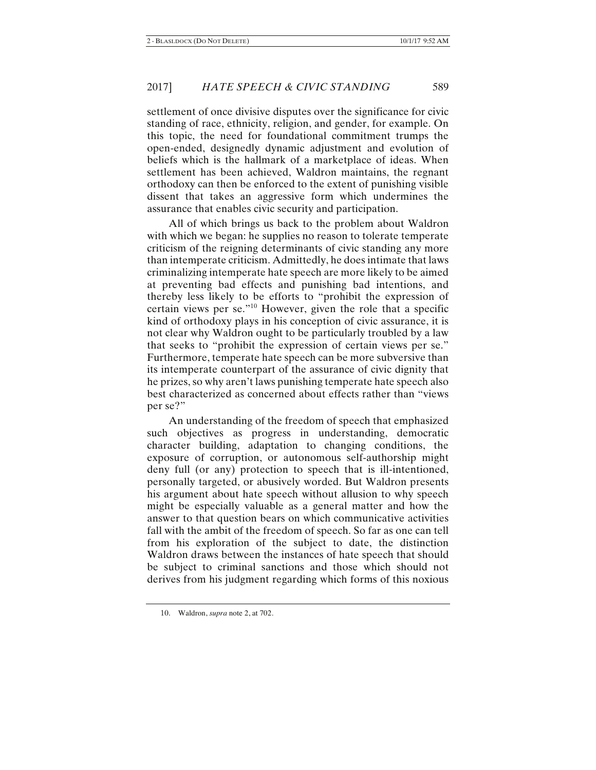settlement of once divisive disputes over the significance for civic standing of race, ethnicity, religion, and gender, for example. On this topic, the need for foundational commitment trumps the open-ended, designedly dynamic adjustment and evolution of beliefs which is the hallmark of a marketplace of ideas. When settlement has been achieved, Waldron maintains, the regnant orthodoxy can then be enforced to the extent of punishing visible dissent that takes an aggressive form which undermines the assurance that enables civic security and participation.

All of which brings us back to the problem about Waldron with which we began: he supplies no reason to tolerate temperate criticism of the reigning determinants of civic standing any more than intemperate criticism. Admittedly, he does intimate that laws criminalizing intemperate hate speech are more likely to be aimed at preventing bad effects and punishing bad intentions, and thereby less likely to be efforts to "prohibit the expression of certain views per se."[10] However, given the role that a specific kind of orthodoxy plays in his conception of civic assurance, it is not clear why Waldron ought to be particularly troubled by a law that seeks to "prohibit the expression of certain views per se." Furthermore, temperate hate speech can be more subversive than its intemperate counterpart of the assurance of civic dignity that he prizes, so why aren't laws punishing temperate hate speech also best characterized as concerned about effects rather than "views per se?"

An understanding of the freedom of speech that emphasized such objectives as progress in understanding, democratic character building, adaptation to changing conditions, the exposure of corruption, or autonomous self-authorship might deny full (or any) protection to speech that is ill-intentioned, personally targeted, or abusively worded. But Waldron presents his argument about hate speech without allusion to why speech might be especially valuable as a general matter and how the answer to that question bears on which communicative activities fall with the ambit of the freedom of speech. So far as one can tell from his exploration of the subject to date, the distinction Waldron draws between the instances of hate speech that should be subject to criminal sanctions and those which should not derives from his judgment regarding which forms of this noxious

10. Waldron, *supra* note 2, at 702.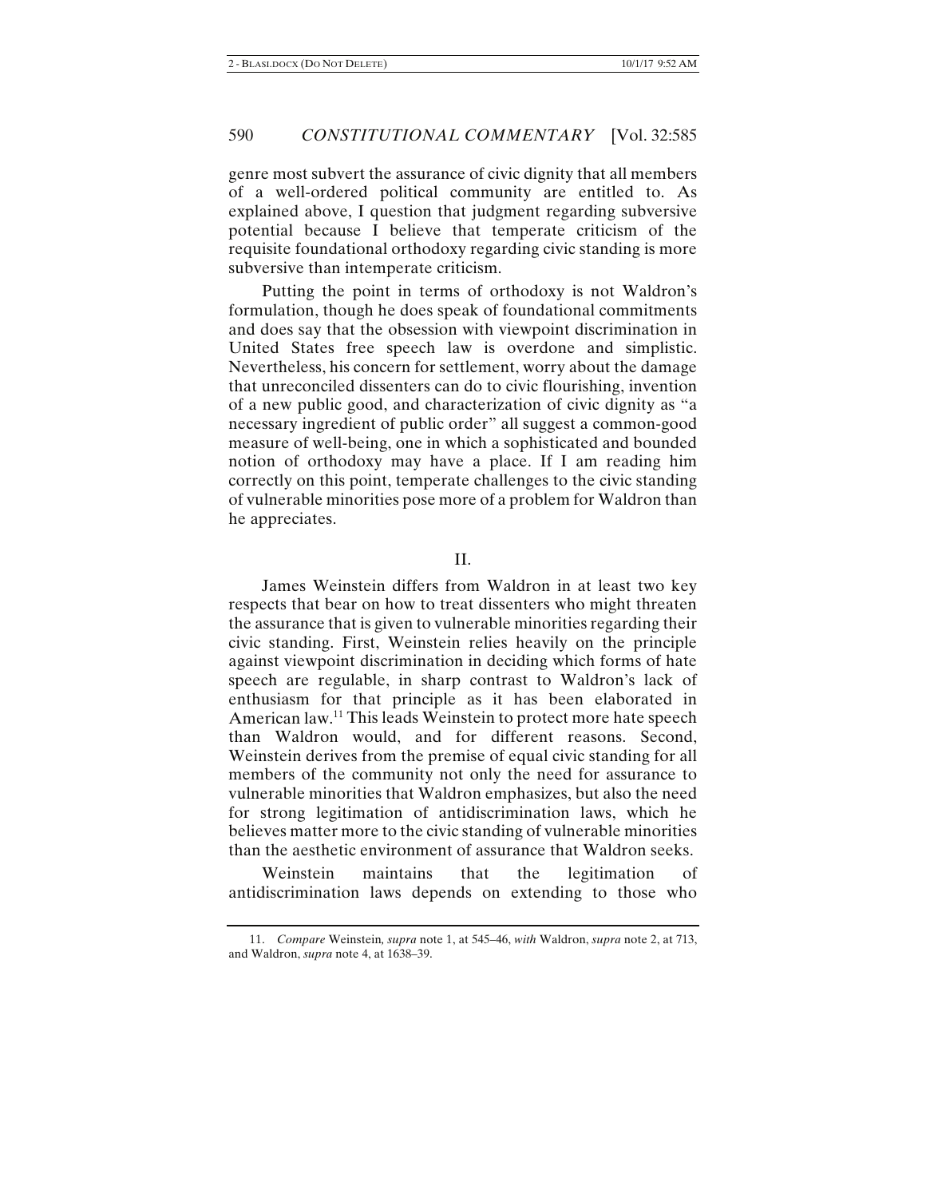genre most subvert the assurance of civic dignity that all members of a well-ordered political community are entitled to. As explained above, I question that judgment regarding subversive potential because I believe that temperate criticism of the requisite foundational orthodoxy regarding civic standing is more subversive than intemperate criticism.

Putting the point in terms of orthodoxy is not Waldron's formulation, though he does speak of foundational commitments and does say that the obsession with viewpoint discrimination in United States free speech law is overdone and simplistic. Nevertheless, his concern for settlement, worry about the damage that unreconciled dissenters can do to civic flourishing, invention of a new public good, and characterization of civic dignity as "a necessary ingredient of public order" all suggest a common-good measure of well-being, one in which a sophisticated and bounded notion of orthodoxy may have a place. If I am reading him correctly on this point, temperate challenges to the civic standing of vulnerable minorities pose more of a problem for Waldron than he appreciates.

## II.

James Weinstein differs from Waldron in at least two key respects that bear on how to treat dissenters who might threaten the assurance that is given to vulnerable minorities regarding their civic standing. First, Weinstein relies heavily on the principle against viewpoint discrimination in deciding which forms of hate speech are regulable, in sharp contrast to Waldron's lack of enthusiasm for that principle as it has been elaborated in American law.[11] This leads Weinstein to protect more hate speech than Waldron would, and for different reasons. Second, Weinstein derives from the premise of equal civic standing for all members of the community not only the need for assurance to vulnerable minorities that Waldron emphasizes, but also the need for strong legitimation of antidiscrimination laws, which he believes matter more to the civic standing of vulnerable minorities than the aesthetic environment of assurance that Waldron seeks.

Weinstein maintains that the legitimation of antidiscrimination laws depends on extending to those who

11. *Compare* Weinstein, *supra* note 1, at 545–46, *with* Waldron, *supra* note 2, at 713, and Waldron, *supra* note 4, at 1638–39.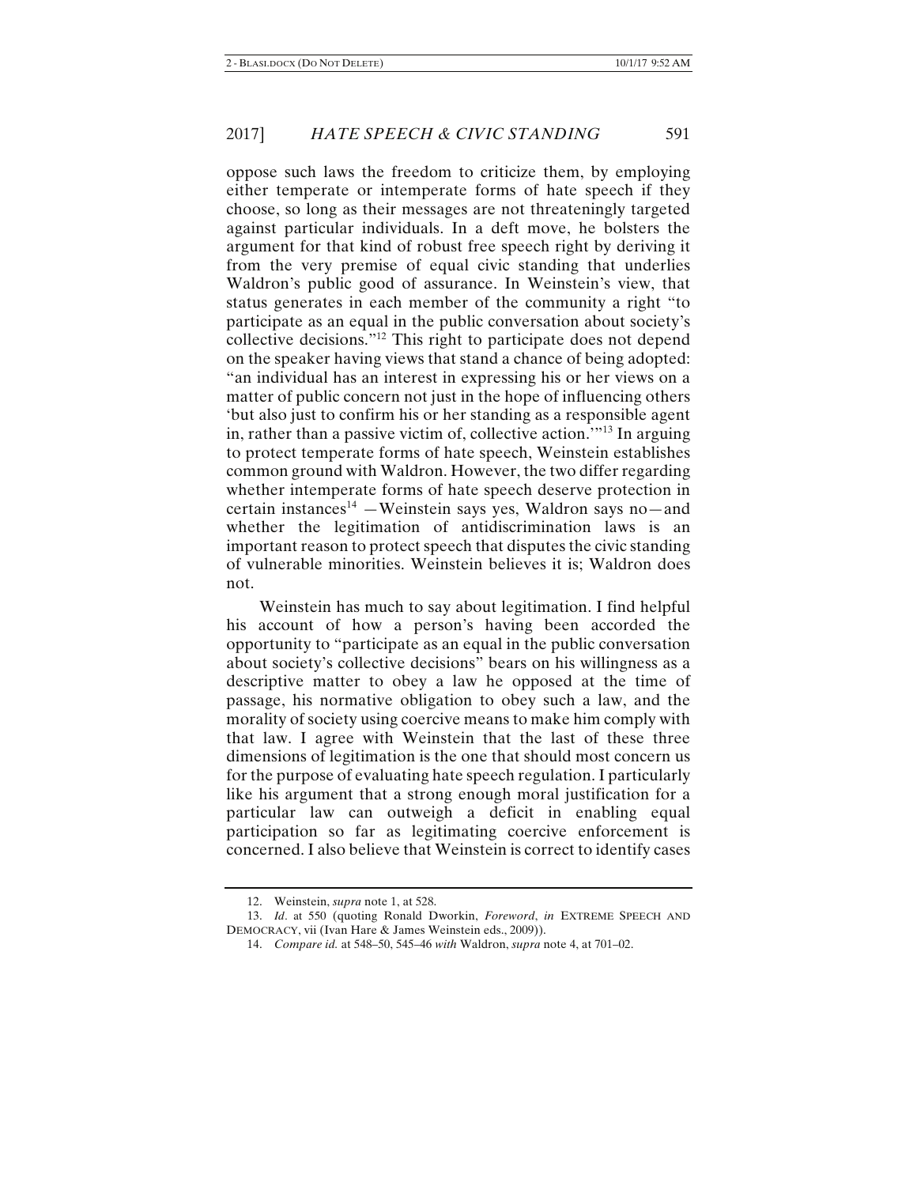oppose such laws the freedom to criticize them, by employing either temperate or intemperate forms of hate speech if they choose, so long as their messages are not threateningly targeted against particular individuals. In a deft move, he bolsters the argument for that kind of robust free speech right by deriving it from the very premise of equal civic standing that underlies Waldron's public good of assurance. In Weinstein's view, that status generates in each member of the community a right "to participate as an equal in the public conversation about society's collective decisions."[12] This right to participate does not depend on the speaker having views that stand a chance of being adopted: "an individual has an interest in expressing his or her views on a matter of public concern not just in the hope of influencing others 'but also just to confirm his or her standing as a responsible agent in, rather than a passive victim of, collective action.'"[13] In arguing to protect temperate forms of hate speech, Weinstein establishes common ground with Waldron. However, the two differ regarding whether intemperate forms of hate speech deserve protection in certain instances[14] —Weinstein says yes, Waldron says no—and whether the legitimation of antidiscrimination laws is an important reason to protect speech that disputes the civic standing of vulnerable minorities. Weinstein believes it is; Waldron does not.

Weinstein has much to say about legitimation. I find helpful his account of how a person's having been accorded the opportunity to "participate as an equal in the public conversation about society's collective decisions" bears on his willingness as a descriptive matter to obey a law he opposed at the time of passage, his normative obligation to obey such a law, and the morality of society using coercive means to make him comply with that law. I agree with Weinstein that the last of these three dimensions of legitimation is the one that should most concern us for the purpose of evaluating hate speech regulation. I particularly like his argument that a strong enough moral justification for a particular law can outweigh a deficit in enabling equal participation so far as legitimating coercive enforcement is concerned. I also believe that Weinstein is correct to identify cases

---

12. Weinstein, *supra* note 1, at 528.

13. *Id*. at 550 (quoting Ronald Dworkin, *Foreword*, *in* EXTREME SPEECH AND DEMOCRACY, vii (Ivan Hare & James Weinstein eds., 2009)).

14. *Compare id.* at 548–50, 545–46 *with* Waldron, *supra* note 4, at 701–02.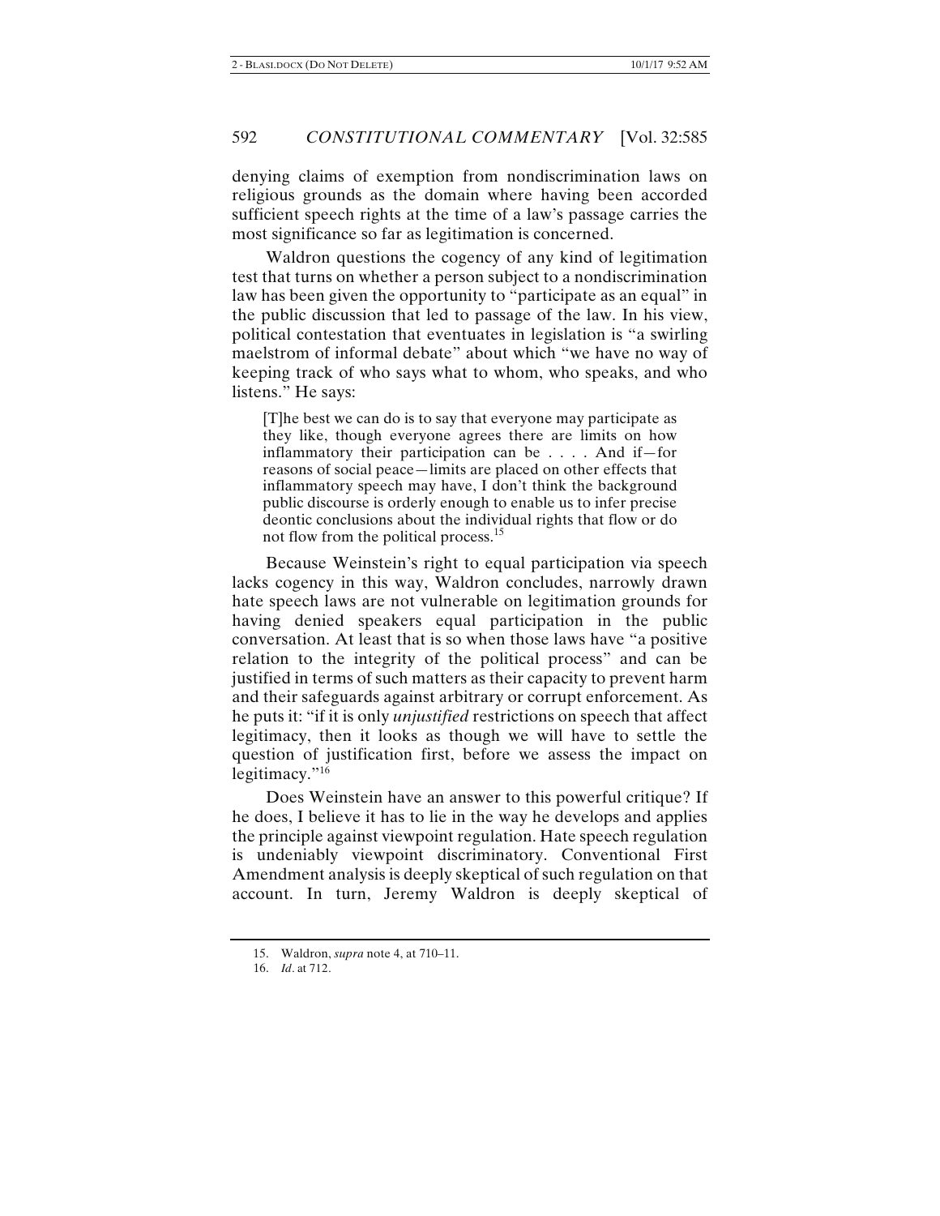denying claims of exemption from nondiscrimination laws on religious grounds as the domain where having been accorded sufficient speech rights at the time of a law's passage carries the most significance so far as legitimation is concerned.

Waldron questions the cogency of any kind of legitimation test that turns on whether a person subject to a nondiscrimination law has been given the opportunity to "participate as an equal" in the public discussion that led to passage of the law. In his view, political contestation that eventuates in legislation is "a swirling maelstrom of informal debate" about which "we have no way of keeping track of who says what to whom, who speaks, and who listens." He says:

> [T]he best we can do is to say that everyone may participate as they like, though everyone agrees there are limits on how inflammatory their participation can be . . . . And if—for reasons of social peace—limits are placed on other effects that inflammatory speech may have, I don't think the background public discourse is orderly enough to enable us to infer precise deontic conclusions about the individual rights that flow or do not flow from the political process.[15]

Because Weinstein's right to equal participation via speech lacks cogency in this way, Waldron concludes, narrowly drawn hate speech laws are not vulnerable on legitimation grounds for having denied speakers equal participation in the public conversation. At least that is so when those laws have "a positive relation to the integrity of the political process" and can be justified in terms of such matters as their capacity to prevent harm and their safeguards against arbitrary or corrupt enforcement. As he puts it: "if it is only *unjustified* restrictions on speech that affect legitimacy, then it looks as though we will have to settle the question of justification first, before we assess the impact on legitimacy."[16]

Does Weinstein have an answer to this powerful critique? If he does, I believe it has to lie in the way he develops and applies the principle against viewpoint regulation. Hate speech regulation is undeniably viewpoint discriminatory. Conventional First Amendment analysis is deeply skeptical of such regulation on that account. In turn, Jeremy Waldron is deeply skeptical of

15. Waldron, *supra* note 4, at 710–11.

16. *Id*. at 712.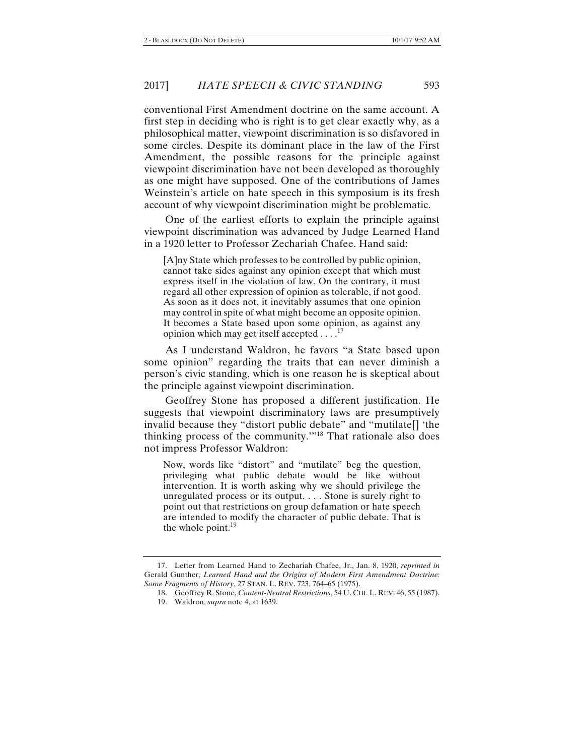conventional First Amendment doctrine on the same account. A first step in deciding who is right is to get clear exactly why, as a philosophical matter, viewpoint discrimination is so disfavored in some circles. Despite its dominant place in the law of the First Amendment, the possible reasons for the principle against viewpoint discrimination have not been developed as thoroughly as one might have supposed. One of the contributions of James Weinstein's article on hate speech in this symposium is its fresh account of why viewpoint discrimination might be problematic.

One of the earliest efforts to explain the principle against viewpoint discrimination was advanced by Judge Learned Hand in a 1920 letter to Professor Zechariah Chafee. Hand said:

> [A]ny State which professes to be controlled by public opinion, cannot take sides against any opinion except that which must express itself in the violation of law. On the contrary, it must regard all other expression of opinion as tolerable, if not good. As soon as it does not, it inevitably assumes that one opinion may control in spite of what might become an opposite opinion. It becomes a State based upon some opinion, as against any opinion which may get itself accepted . . . .[17]

As I understand Waldron, he favors "a State based upon some opinion" regarding the traits that can never diminish a person's civic standing, which is one reason he is skeptical about the principle against viewpoint discrimination.

Geoffrey Stone has proposed a different justification. He suggests that viewpoint discriminatory laws are presumptively invalid because they "distort public debate" and "mutilate[] 'the thinking process of the community.'"[18] That rationale also does not impress Professor Waldron:

> Now, words like "distort" and "mutilate" beg the question, privileging what public debate would be like without intervention. It is worth asking why we should privilege the unregulated process or its output. . . . Stone is surely right to point out that restrictions on group defamation or hate speech are intended to modify the character of public debate. That is the whole point.[19]

---

17. Letter from Learned Hand to Zechariah Chafee, Jr., Jan. 8, 1920, *reprinted in* Gerald Gunther, *Learned Hand and the Origins of Modern First Amendment Doctrine: Some Fragments of History*, 27 STAN. L. REV. 723, 764–65 (1975).

18. Geoffrey R. Stone, *Content-Neutral Restrictions*, 54 U. CHI. L. REV. 46, 55 (1987).

19. Waldron, *supra* note 4, at 1639.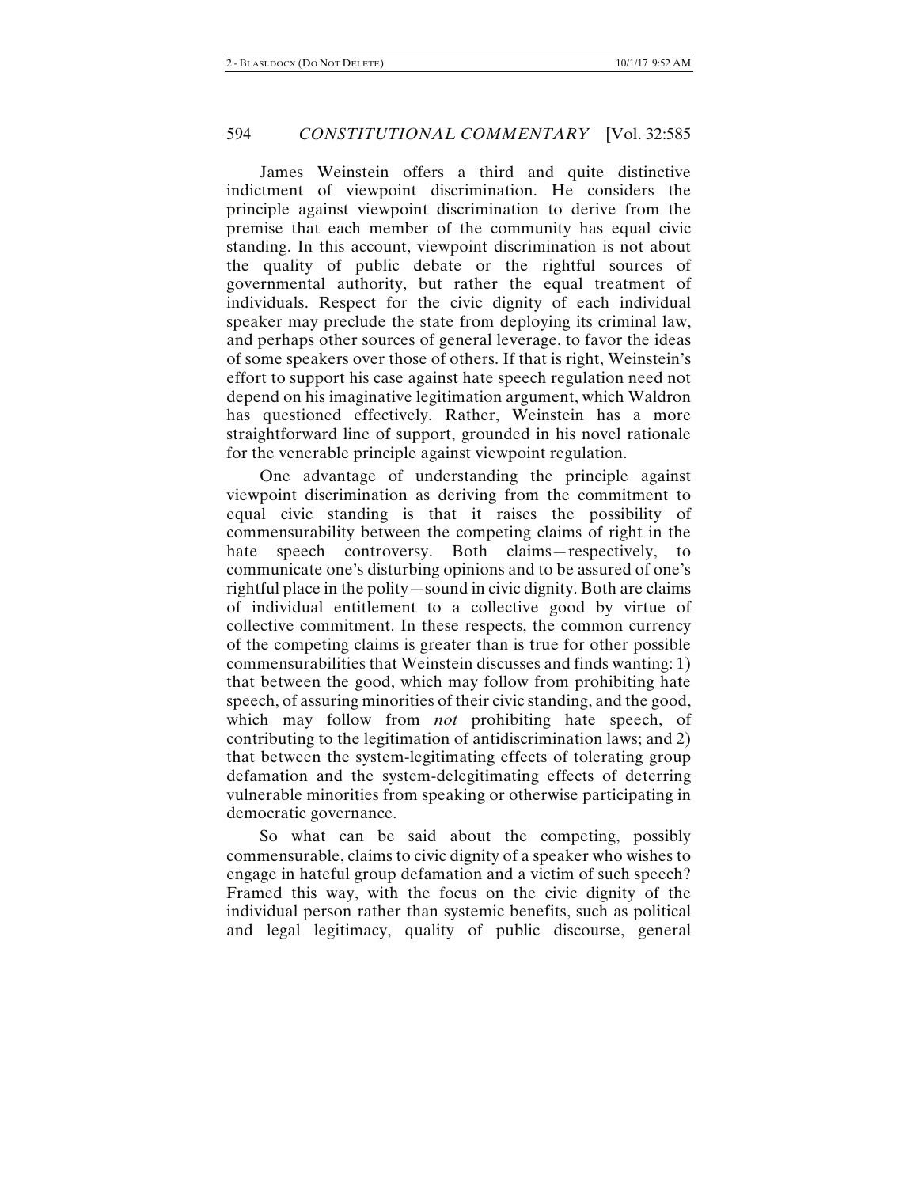James Weinstein offers a third and quite distinctive indictment of viewpoint discrimination. He considers the principle against viewpoint discrimination to derive from the premise that each member of the community has equal civic standing. In this account, viewpoint discrimination is not about the quality of public debate or the rightful sources of governmental authority, but rather the equal treatment of individuals. Respect for the civic dignity of each individual speaker may preclude the state from deploying its criminal law, and perhaps other sources of general leverage, to favor the ideas of some speakers over those of others. If that is right, Weinstein's effort to support his case against hate speech regulation need not depend on his imaginative legitimation argument, which Waldron has questioned effectively. Rather, Weinstein has a more straightforward line of support, grounded in his novel rationale for the venerable principle against viewpoint regulation.

One advantage of understanding the principle against viewpoint discrimination as deriving from the commitment to equal civic standing is that it raises the possibility of commensurability between the competing claims of right in the hate speech controversy. Both claims—respectively, to communicate one's disturbing opinions and to be assured of one's rightful place in the polity—sound in civic dignity. Both are claims of individual entitlement to a collective good by virtue of collective commitment. In these respects, the common currency of the competing claims is greater than is true for other possible commensurabilities that Weinstein discusses and finds wanting: 1) that between the good, which may follow from prohibiting hate speech, of assuring minorities of their civic standing, and the good, which may follow from *not* prohibiting hate speech, of contributing to the legitimation of antidiscrimination laws; and 2) that between the system-legitimating effects of tolerating group defamation and the system-delegitimating effects of deterring vulnerable minorities from speaking or otherwise participating in democratic governance.

So what can be said about the competing, possibly commensurable, claims to civic dignity of a speaker who wishes to engage in hateful group defamation and a victim of such speech? Framed this way, with the focus on the civic dignity of the individual person rather than systemic benefits, such as political and legal legitimacy, quality of public discourse, general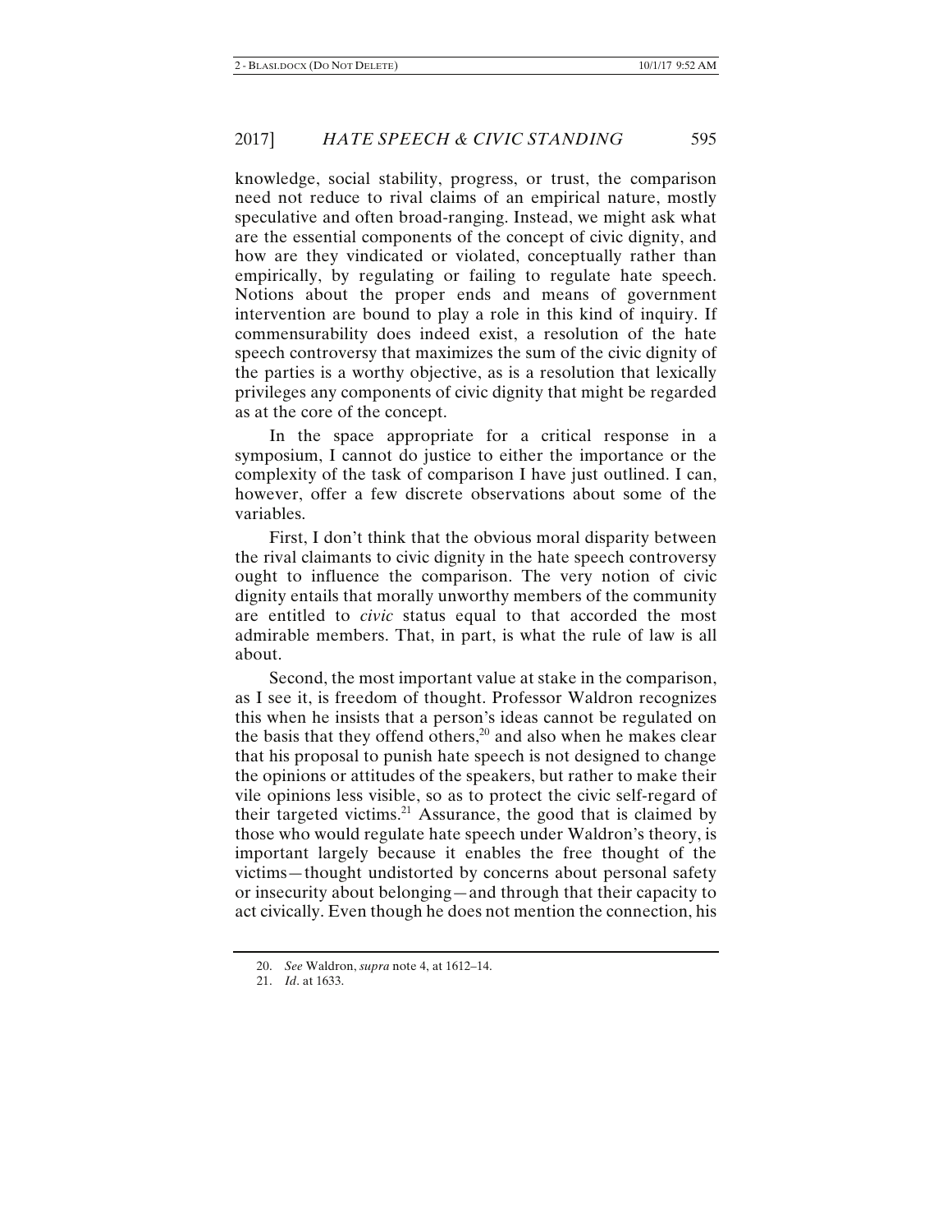knowledge, social stability, progress, or trust, the comparison need not reduce to rival claims of an empirical nature, mostly speculative and often broad-ranging. Instead, we might ask what are the essential components of the concept of civic dignity, and how are they vindicated or violated, conceptually rather than empirically, by regulating or failing to regulate hate speech. Notions about the proper ends and means of government intervention are bound to play a role in this kind of inquiry. If commensurability does indeed exist, a resolution of the hate speech controversy that maximizes the sum of the civic dignity of the parties is a worthy objective, as is a resolution that lexically privileges any components of civic dignity that might be regarded as at the core of the concept.

In the space appropriate for a critical response in a symposium, I cannot do justice to either the importance or the complexity of the task of comparison I have just outlined. I can, however, offer a few discrete observations about some of the variables.

First, I don't think that the obvious moral disparity between the rival claimants to civic dignity in the hate speech controversy ought to influence the comparison. The very notion of civic dignity entails that morally unworthy members of the community are entitled to *civic* status equal to that accorded the most admirable members. That, in part, is what the rule of law is all about.

Second, the most important value at stake in the comparison, as I see it, is freedom of thought. Professor Waldron recognizes this when he insists that a person's ideas cannot be regulated on the basis that they offend others,[20] and also when he makes clear that his proposal to punish hate speech is not designed to change the opinions or attitudes of the speakers, but rather to make their vile opinions less visible, so as to protect the civic self-regard of their targeted victims.[21] Assurance, the good that is claimed by those who would regulate hate speech under Waldron's theory, is important largely because it enables the free thought of the victims—thought undistorted by concerns about personal safety or insecurity about belonging—and through that their capacity to act civically. Even though he does not mention the connection, his

20. *See* Waldron, *supra* note 4, at 1612–14.

21. *Id*. at 1633.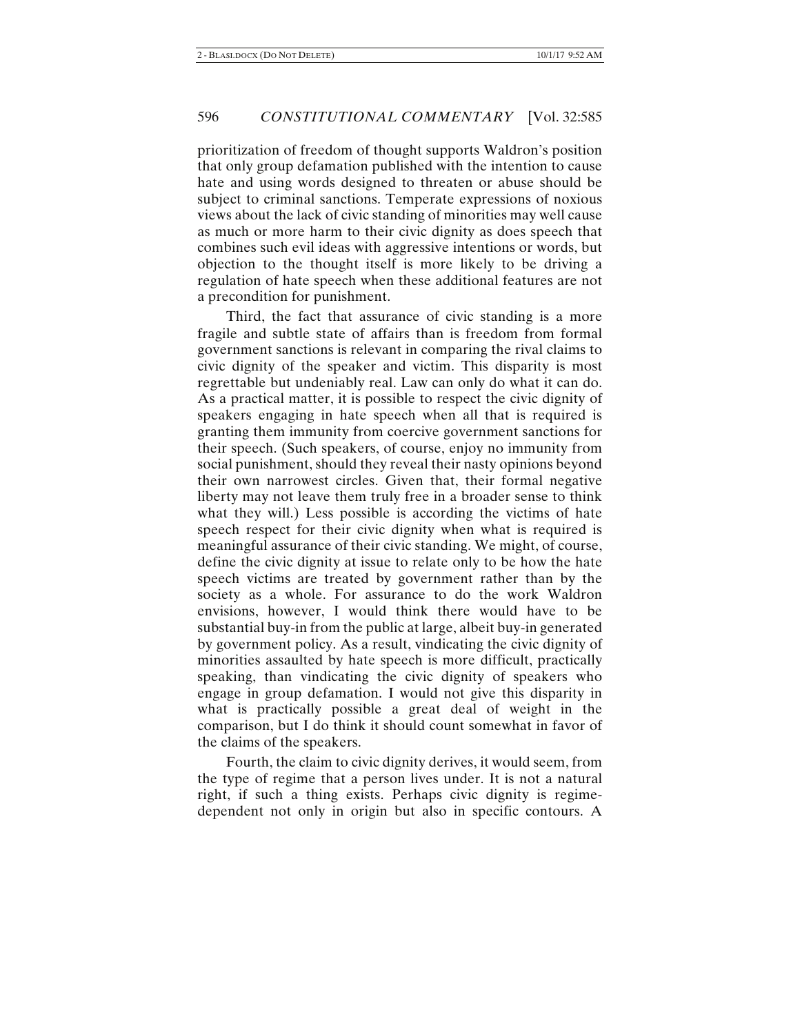prioritization of freedom of thought supports Waldron's position that only group defamation published with the intention to cause hate and using words designed to threaten or abuse should be subject to criminal sanctions. Temperate expressions of noxious views about the lack of civic standing of minorities may well cause as much or more harm to their civic dignity as does speech that combines such evil ideas with aggressive intentions or words, but objection to the thought itself is more likely to be driving a regulation of hate speech when these additional features are not a precondition for punishment.

Third, the fact that assurance of civic standing is a more fragile and subtle state of affairs than is freedom from formal government sanctions is relevant in comparing the rival claims to civic dignity of the speaker and victim. This disparity is most regrettable but undeniably real. Law can only do what it can do. As a practical matter, it is possible to respect the civic dignity of speakers engaging in hate speech when all that is required is granting them immunity from coercive government sanctions for their speech. (Such speakers, of course, enjoy no immunity from social punishment, should they reveal their nasty opinions beyond their own narrowest circles. Given that, their formal negative liberty may not leave them truly free in a broader sense to think what they will.) Less possible is according the victims of hate speech respect for their civic dignity when what is required is meaningful assurance of their civic standing. We might, of course, define the civic dignity at issue to relate only to be how the hate speech victims are treated by government rather than by the society as a whole. For assurance to do the work Waldron envisions, however, I would think there would have to be substantial buy-in from the public at large, albeit buy-in generated by government policy. As a result, vindicating the civic dignity of minorities assaulted by hate speech is more difficult, practically speaking, than vindicating the civic dignity of speakers who engage in group defamation. I would not give this disparity in what is practically possible a great deal of weight in the comparison, but I do think it should count somewhat in favor of the claims of the speakers.

Fourth, the claim to civic dignity derives, it would seem, from the type of regime that a person lives under. It is not a natural right, if such a thing exists. Perhaps civic dignity is regime-dependent not only in origin but also in specific contours. A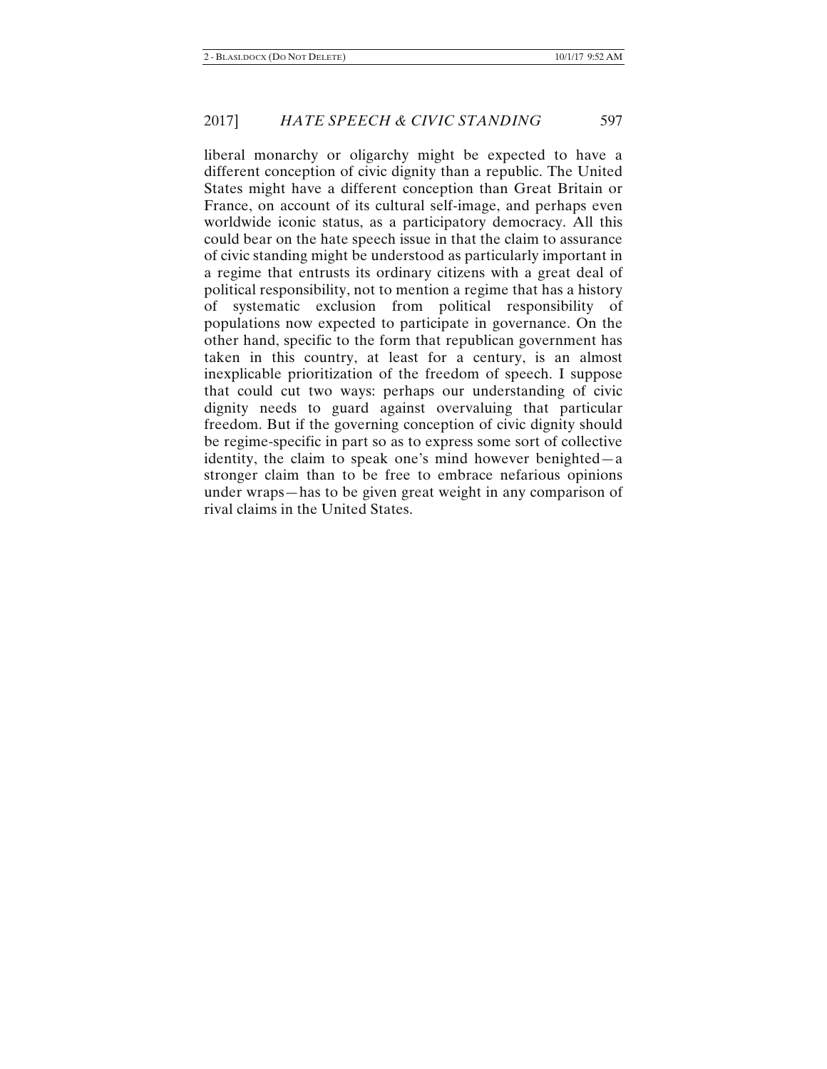liberal monarchy or oligarchy might be expected to have a different conception of civic dignity than a republic. The United States might have a different conception than Great Britain or France, on account of its cultural self-image, and perhaps even worldwide iconic status, as a participatory democracy. All this could bear on the hate speech issue in that the claim to assurance of civic standing might be understood as particularly important in a regime that entrusts its ordinary citizens with a great deal of political responsibility, not to mention a regime that has a history of systematic exclusion from political responsibility of populations now expected to participate in governance. On the other hand, specific to the form that republican government has taken in this country, at least for a century, is an almost inexplicable prioritization of the freedom of speech. I suppose that could cut two ways: perhaps our understanding of civic dignity needs to guard against overvaluing that particular freedom. But if the governing conception of civic dignity should be regime-specific in part so as to express some sort of collective identity, the claim to speak one's mind however benighted—a stronger claim than to be free to embrace nefarious opinions under wraps—has to be given great weight in any comparison of rival claims in the United States.